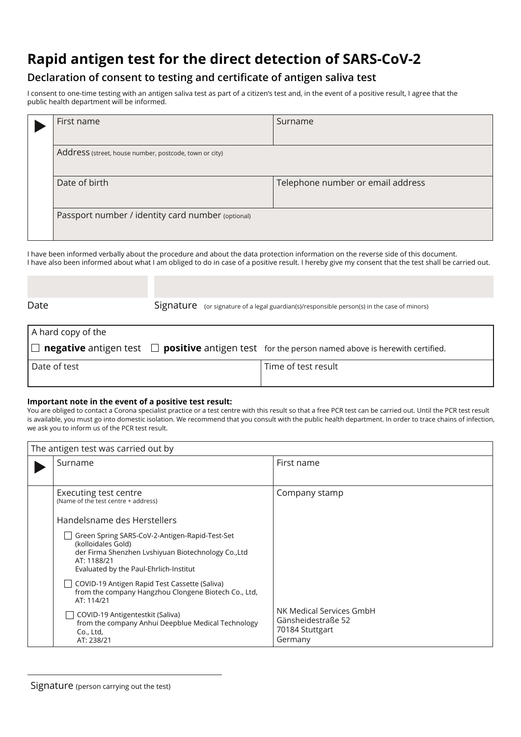# Rapid antigen test for the direct detection of SARS-CoV-2

## Declaration of consent to testing and certificate of antigen saliva test

I consent to one-time testing with an antigen saliva test as part of a citizen's test and, in the event of a positive result, I agree that the public health department will be informed.

| | | |
|---|---|---|
| ▶ | First name | Surname |
| | Address (street, house number, postcode, town or city) | |
| | Date of birth | Telephone number or email address |
| | Passport number / identity card number (optional) | |

I have been informed verbally about the procedure and about the data protection information on the reverse side of this document.
I have also been informed about what I am obliged to do in case of a positive result. I hereby give my consent that the test shall be carried out.

| | |
|---|---|
| Date | Signature (or signature of a legal guardian(s)/responsible person(s) in the case of minors) |

| | |
|---|---|
| A hard copy of the<br>☐ **negative** antigen test ☐ **positive** antigen test for the person named above is herewith certified. | |
| Date of test | Time of test result |

**Important note in the event of a positive test result:**
You are obliged to contact a Corona specialist practice or a test centre with this result so that a free PCR test can be carried out. Until the PCR test result is available, you must go into domestic isolation. We recommend that you consult with the public health department. In order to trace chains of infection, we ask you to inform us of the PCR test result.

| The antigen test was carried out by | | |
|---|---|---|
| ▶ | Surname | First name |
| | Executing test centre<br>(Name of the test centre + address)<br><br>Handelsname des Herstellers<br><br>☐ Green Spring SARS-CoV-2-Antigen-Rapid-Test-Set (kolloidales Gold) der Firma Shenzhen Lvshiyuan Biotechnology Co.,Ltd AT: 1188/21 Evaluated by the Paul-Ehrlich-Institut<br><br>☐ COVID-19 Antigen Rapid Test Cassette (Saliva) from the company Hangzhou Clongene Biotech Co., Ltd, AT: 114/21<br><br>☐ COVID-19 Antigentestkit (Saliva) from the company Anhui Deepblue Medical Technology Co., Ltd, AT: 238/21 | Company stamp<br><br>NK Medical Services GmbH<br>Gänsheidestraße 52<br>70184 Stuttgart<br>Germany |

Signature (person carrying out the test)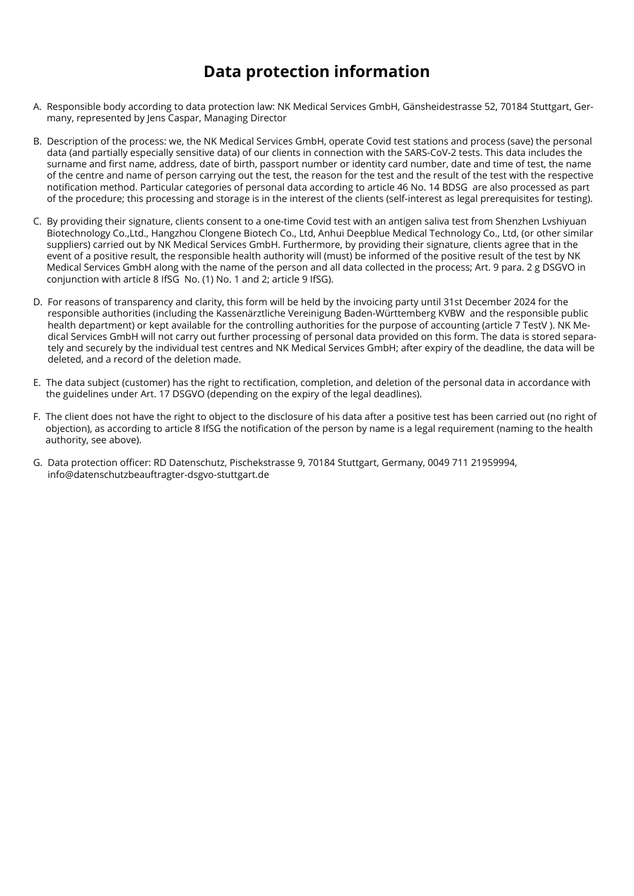# Data protection information

A. Responsible body according to data protection law: NK Medical Services GmbH, Gänsheidestrasse 52, 70184 Stuttgart, Germany, represented by Jens Caspar, Managing Director

B. Description of the process: we, the NK Medical Services GmbH, operate Covid test stations and process (save) the personal data (and partially especially sensitive data) of our clients in connection with the SARS-CoV-2 tests. This data includes the surname and first name, address, date of birth, passport number or identity card number, date and time of test, the name of the centre and name of person carrying out the test, the reason for the test and the result of the test with the respective notification method. Particular categories of personal data according to article 46 No. 14 BDSG are also processed as part of the procedure; this processing and storage is in the interest of the clients (self-interest as legal prerequisites for testing).

C. By providing their signature, clients consent to a one-time Covid test with an antigen saliva test from Shenzhen Lvshiyuan Biotechnology Co.,Ltd., Hangzhou Clongene Biotech Co., Ltd, Anhui Deepblue Medical Technology Co., Ltd, (or other similar suppliers) carried out by NK Medical Services GmbH. Furthermore, by providing their signature, clients agree that in the event of a positive result, the responsible health authority will (must) be informed of the positive result of the test by NK Medical Services GmbH along with the name of the person and all data collected in the process; Art. 9 para. 2 g DSGVO in conjunction with article 8 IfSG No. (1) No. 1 and 2; article 9 IfSG).

D. For reasons of transparency and clarity, this form will be held by the invoicing party until 31st December 2024 for the responsible authorities (including the Kassenärztliche Vereinigung Baden-Württemberg KVBW and the responsible public health department) or kept available for the controlling authorities for the purpose of accounting (article 7 TestV ). NK Medical Services GmbH will not carry out further processing of personal data provided on this form. The data is stored separately and securely by the individual test centres and NK Medical Services GmbH; after expiry of the deadline, the data will be deleted, and a record of the deletion made.

E. The data subject (customer) has the right to rectification, completion, and deletion of the personal data in accordance with the guidelines under Art. 17 DSGVO (depending on the expiry of the legal deadlines).

F. The client does not have the right to object to the disclosure of his data after a positive test has been carried out (no right of objection), as according to article 8 IfSG the notification of the person by name is a legal requirement (naming to the health authority, see above).

G. Data protection officer: RD Datenschutz, Pischekstrasse 9, 70184 Stuttgart, Germany, 0049 711 21959994, info@datenschutzbeauftragter-dsgvo-stuttgart.de